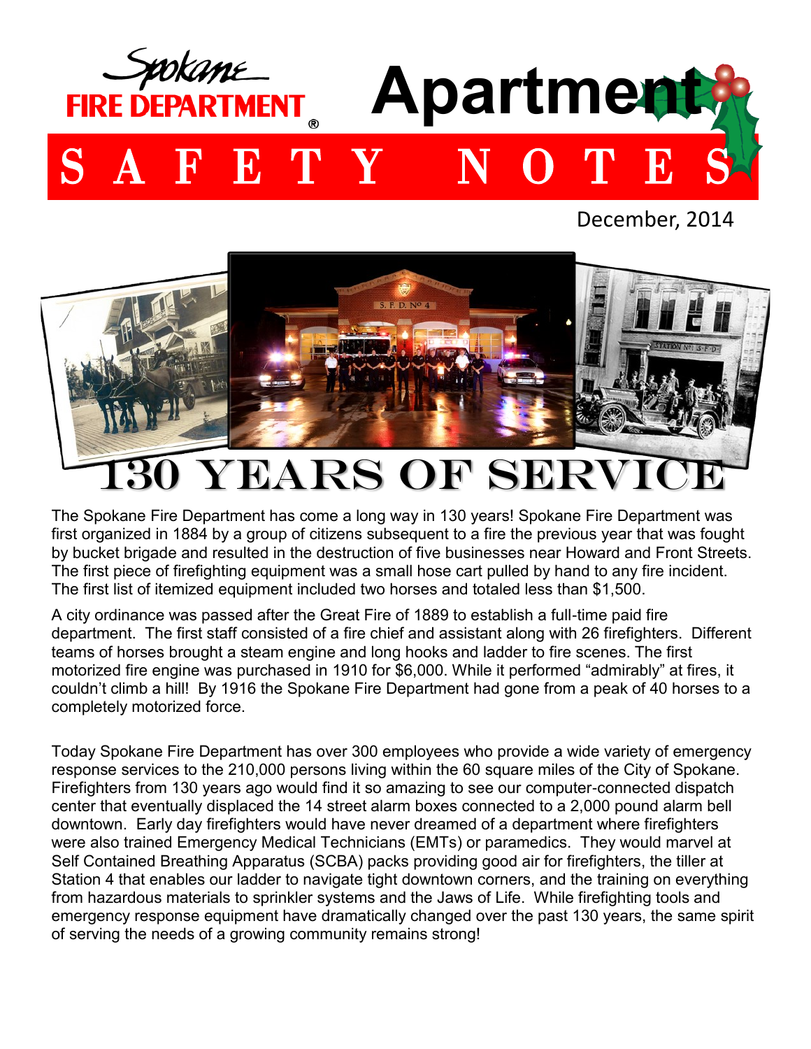Spokane FIRE DEPARTMENT®

# Apartment SAFETY NOTES

December, 2014

## 130 YEARS OF SERVICE

The Spokane Fire Department has come a long way in 130 years! Spokane Fire Department was first organized in 1884 by a group of citizens subsequent to a fire the previous year that was fought by bucket brigade and resulted in the destruction of five businesses near Howard and Front Streets. The first piece of firefighting equipment was a small hose cart pulled by hand to any fire incident. The first list of itemized equipment included two horses and totaled less than $1,500.

A city ordinance was passed after the Great Fire of 1889 to establish a full-time paid fire department. The first staff consisted of a fire chief and assistant along with 26 firefighters. Different teams of horses brought a steam engine and long hooks and ladder to fire scenes. The first motorized fire engine was purchased in 1910 for $6,000. While it performed "admirably" at fires, it couldn't climb a hill! By 1916 the Spokane Fire Department had gone from a peak of 40 horses to a completely motorized force.

Today Spokane Fire Department has over 300 employees who provide a wide variety of emergency response services to the 210,000 persons living within the 60 square miles of the City of Spokane. Firefighters from 130 years ago would find it so amazing to see our computer-connected dispatch center that eventually displaced the 14 street alarm boxes connected to a 2,000 pound alarm bell downtown. Early day firefighters would have never dreamed of a department where firefighters were also trained Emergency Medical Technicians (EMTs) or paramedics. They would marvel at Self Contained Breathing Apparatus (SCBA) packs providing good air for firefighters, the tiller at Station 4 that enables our ladder to navigate tight downtown corners, and the training on everything from hazardous materials to sprinkler systems and the Jaws of Life. While firefighting tools and emergency response equipment have dramatically changed over the past 130 years, the same spirit of serving the needs of a growing community remains strong!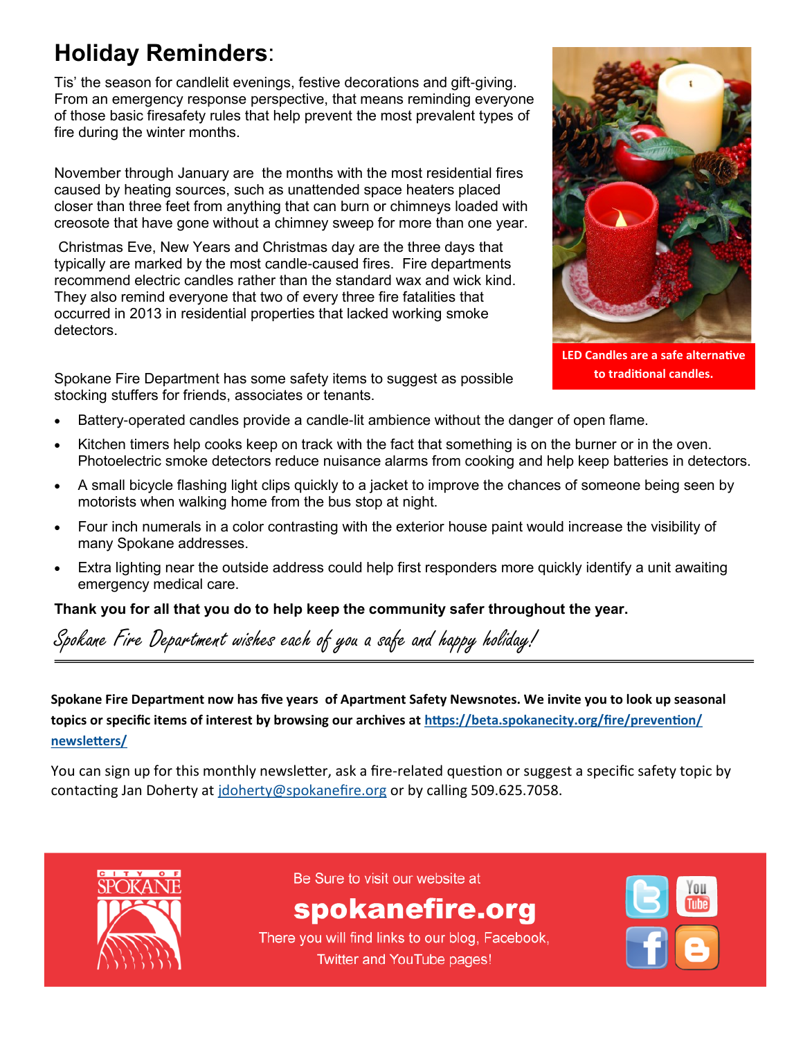# Holiday Reminders:

Tis' the season for candlelit evenings, festive decorations and gift-giving. From an emergency response perspective, that means reminding everyone of those basic firesafety rules that help prevent the most prevalent types of fire during the winter months.

November through January are the months with the most residential fires caused by heating sources, such as unattended space heaters placed closer than three feet from anything that can burn or chimneys loaded with creosote that have gone without a chimney sweep for more than one year.

Christmas Eve, New Years and Christmas day are the three days that typically are marked by the most candle-caused fires. Fire departments recommend electric candles rather than the standard wax and wick kind. They also remind everyone that two of every three fire fatalities that occurred in 2013 in residential properties that lacked working smoke detectors.

LED Candles are a safe alternative to traditional candles.

Spokane Fire Department has some safety items to suggest as possible stocking stuffers for friends, associates or tenants.

- Battery-operated candles provide a candle-lit ambience without the danger of open flame.
- Kitchen timers help cooks keep on track with the fact that something is on the burner or in the oven. Photoelectric smoke detectors reduce nuisance alarms from cooking and help keep batteries in detectors.
- A small bicycle flashing light clips quickly to a jacket to improve the chances of someone being seen by motorists when walking home from the bus stop at night.
- Four inch numerals in a color contrasting with the exterior house paint would increase the visibility of many Spokane addresses.
- Extra lighting near the outside address could help first responders more quickly identify a unit awaiting emergency medical care.

**Thank you for all that you do to help keep the community safer throughout the year.**

*Spokane Fire Department wishes each of you a safe and happy holiday!*

---

**Spokane Fire Department now has five years of Apartment Safety Newsnotes. We invite you to look up seasonal topics or specific items of interest by browsing our archives at https://beta.spokanecity.org/fire/prevention/newsletters/**

You can sign up for this monthly newsletter, ask a fire-related question or suggest a specific safety topic by contacting Jan Doherty at jdoherty@spokanefire.org or by calling 509.625.7058.

Be Sure to visit our website at

**spokanefire.org**

There you will find links to our blog, Facebook, Twitter and YouTube pages!